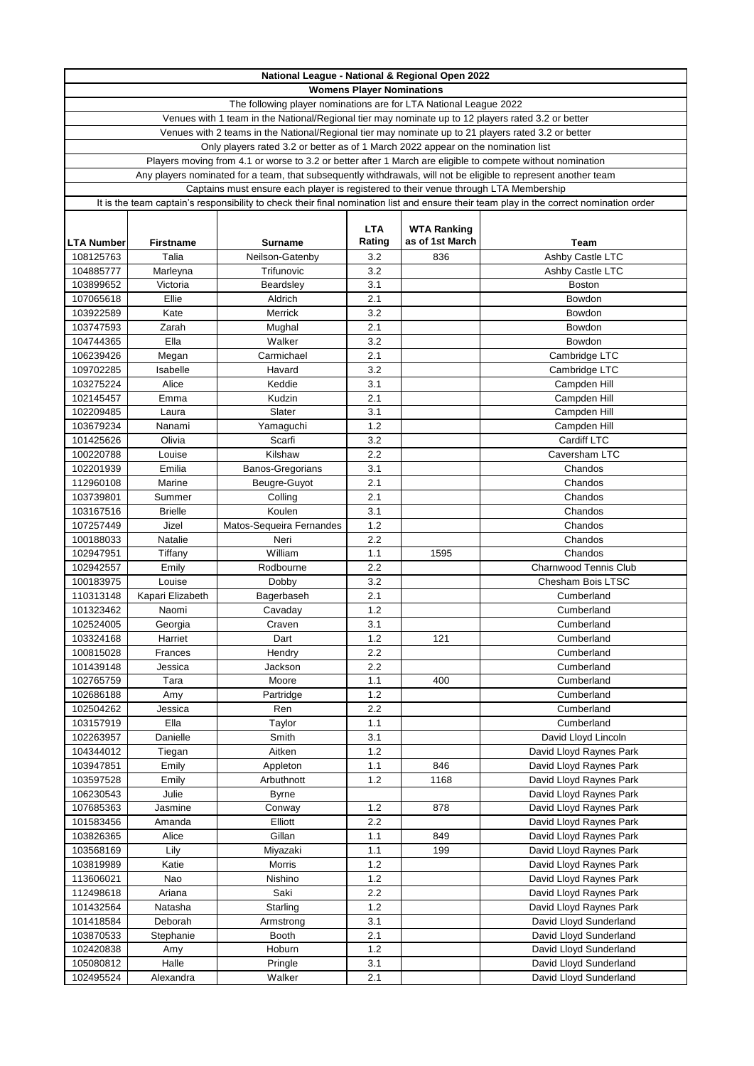# National League - National & Regional Open 2022

## Womens Player Nominations

The following player nominations are for LTA National League 2022

Venues with 1 team in the National/Regional tier may nominate up to 12 players rated 3.2 or better

Venues with 2 teams in the National/Regional tier may nominate up to 21 players rated 3.2 or better

Only players rated 3.2 or better as of 1 March 2022 appear on the nomination list

Players moving from 4.1 or worse to 3.2 or better after 1 March are eligible to compete without nomination

Any players nominated for a team, that subsequently withdrawals, will not be eligible to represent another team

Captains must ensure each player is registered to their venue through LTA Membership

It is the team captain's responsibility to check their final nomination list and ensure their team play in the correct nomination order

| LTA Number | Firstname | Surname | LTA Rating | WTA Ranking as of 1st March | Team |
|---|---|---|---|---|---|
| 108125763 | Talia | Neilson-Gatenby | 3.2 | 836 | Ashby Castle LTC |
| 104885777 | Marleyna | Trifunovic | 3.2 | | Ashby Castle LTC |
| 103899652 | Victoria | Beardsley | 3.1 | | Boston |
| 107065618 | Ellie | Aldrich | 2.1 | | Bowdon |
| 103922589 | Kate | Merrick | 3.2 | | Bowdon |
| 103747593 | Zarah | Mughal | 2.1 | | Bowdon |
| 104744365 | Ella | Walker | 3.2 | | Bowdon |
| 106239426 | Megan | Carmichael | 2.1 | | Cambridge LTC |
| 109702285 | Isabelle | Havard | 3.2 | | Cambridge LTC |
| 103275224 | Alice | Keddie | 3.1 | | Campden Hill |
| 102145457 | Emma | Kudzin | 2.1 | | Campden Hill |
| 102209485 | Laura | Slater | 3.1 | | Campden Hill |
| 103679234 | Nanami | Yamaguchi | 1.2 | | Campden Hill |
| 101425626 | Olivia | Scarfi | 3.2 | | Cardiff LTC |
| 100220788 | Louise | Kilshaw | 2.2 | | Caversham LTC |
| 102201939 | Emilia | Banos-Gregorians | 3.1 | | Chandos |
| 112960108 | Marine | Beugre-Guyot | 2.1 | | Chandos |
| 103739801 | Summer | Colling | 2.1 | | Chandos |
| 103167516 | Brielle | Koulen | 3.1 | | Chandos |
| 107257449 | Jizel | Matos-Sequeira Fernandes | 1.2 | | Chandos |
| 100188033 | Natalie | Neri | 2.2 | | Chandos |
| 102947951 | Tiffany | William | 1.1 | 1595 | Chandos |
| 102942557 | Emily | Rodbourne | 2.2 | | Charnwood Tennis Club |
| 100183975 | Louise | Dobby | 3.2 | | Chesham Bois LTSC |
| 110313148 | Kapari Elizabeth | Bagerbaseh | 2.1 | | Cumberland |
| 101323462 | Naomi | Cavaday | 1.2 | | Cumberland |
| 102524005 | Georgia | Craven | 3.1 | | Cumberland |
| 103324168 | Harriet | Dart | 1.2 | 121 | Cumberland |
| 100815028 | Frances | Hendry | 2.2 | | Cumberland |
| 101439148 | Jessica | Jackson | 2.2 | | Cumberland |
| 102765759 | Tara | Moore | 1.1 | 400 | Cumberland |
| 102686188 | Amy | Partridge | 1.2 | | Cumberland |
| 102504262 | Jessica | Ren | 2.2 | | Cumberland |
| 103157919 | Ella | Taylor | 1.1 | | Cumberland |
| 102263957 | Danielle | Smith | 3.1 | | David Lloyd Lincoln |
| 104344012 | Tiegan | Aitken | 1.2 | | David Lloyd Raynes Park |
| 103947851 | Emily | Appleton | 1.1 | 846 | David Lloyd Raynes Park |
| 103597528 | Emily | Arbuthnott | 1.2 | 1168 | David Lloyd Raynes Park |
| 106230543 | Julie | Byrne | | | David Lloyd Raynes Park |
| 107685363 | Jasmine | Conway | 1.2 | 878 | David Lloyd Raynes Park |
| 101583456 | Amanda | Elliott | 2.2 | | David Lloyd Raynes Park |
| 103826365 | Alice | Gillan | 1.1 | 849 | David Lloyd Raynes Park |
| 103568169 | Lily | Miyazaki | 1.1 | 199 | David Lloyd Raynes Park |
| 103819989 | Katie | Morris | 1.2 | | David Lloyd Raynes Park |
| 113606021 | Nao | Nishino | 1.2 | | David Lloyd Raynes Park |
| 112498618 | Ariana | Saki | 2.2 | | David Lloyd Raynes Park |
| 101432564 | Natasha | Starling | 1.2 | | David Lloyd Raynes Park |
| 101418584 | Deborah | Armstrong | 3.1 | | David Lloyd Sunderland |
| 103870533 | Stephanie | Booth | 2.1 | | David Lloyd Sunderland |
| 102420838 | Amy | Hoburn | 1.2 | | David Lloyd Sunderland |
| 105080812 | Halle | Pringle | 3.1 | | David Lloyd Sunderland |
| 102495524 | Alexandra | Walker | 2.1 | | David Lloyd Sunderland |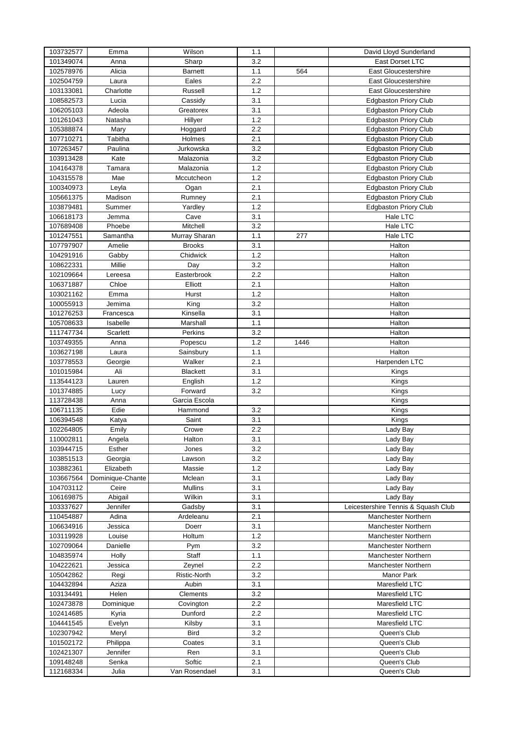| | | | | | |
|---|---|---|---|---|---|
| 103732577 | Emma | Wilson | 1.1 | | David Lloyd Sunderland |
| 101349074 | Anna | Sharp | 3.2 | | East Dorset LTC |
| 102578976 | Alicia | Barnett | 1.1 | 564 | East Gloucestershire |
| 102504759 | Laura | Eales | 2.2 | | East Gloucestershire |
| 103133081 | Charlotte | Russell | 1.2 | | East Gloucestershire |
| 108582573 | Lucia | Cassidy | 3.1 | | Edgbaston Priory Club |
| 106205103 | Adeola | Greatorex | 3.1 | | Edgbaston Priory Club |
| 101261043 | Natasha | Hillyer | 1.2 | | Edgbaston Priory Club |
| 105388874 | Mary | Hoggard | 2.2 | | Edgbaston Priory Club |
| 107710271 | Tabitha | Holmes | 2.1 | | Edgbaston Priory Club |
| 107263457 | Paulina | Jurkowska | 3.2 | | Edgbaston Priory Club |
| 103913428 | Kate | Malazonia | 3.2 | | Edgbaston Priory Club |
| 104164378 | Tamara | Malazonia | 1.2 | | Edgbaston Priory Club |
| 104315578 | Mae | Mccutcheon | 1.2 | | Edgbaston Priory Club |
| 100340973 | Leyla | Ogan | 2.1 | | Edgbaston Priory Club |
| 105661375 | Madison | Rumney | 2.1 | | Edgbaston Priory Club |
| 103879481 | Summer | Yardley | 1.2 | | Edgbaston Priory Club |
| 106618173 | Jemma | Cave | 3.1 | | Hale LTC |
| 107689408 | Phoebe | Mitchell | 3.2 | | Hale LTC |
| 101247551 | Samantha | Murray Sharan | 1.1 | 277 | Hale LTC |
| 107797907 | Amelie | Brooks | 3.1 | | Halton |
| 104291916 | Gabby | Chidwick | 1.2 | | Halton |
| 108622331 | Millie | Day | 3.2 | | Halton |
| 102109664 | Lereesa | Easterbrook | 2.2 | | Halton |
| 106371887 | Chloe | Elliott | 2.1 | | Halton |
| 103021162 | Emma | Hurst | 1.2 | | Halton |
| 100055913 | Jemima | King | 3.2 | | Halton |
| 101276253 | Francesca | Kinsella | 3.1 | | Halton |
| 105708633 | Isabelle | Marshall | 1.1 | | Halton |
| 111747734 | Scarlett | Perkins | 3.2 | | Halton |
| 103749355 | Anna | Popescu | 1.2 | 1446 | Halton |
| 103627198 | Laura | Sainsbury | 1.1 | | Halton |
| 103778553 | Georgie | Walker | 2.1 | | Harpenden LTC |
| 101015984 | Ali | Blackett | 3.1 | | Kings |
| 113544123 | Lauren | English | 1.2 | | Kings |
| 101374885 | Lucy | Forward | 3.2 | | Kings |
| 113728438 | Anna | Garcia Escola | | | Kings |
| 106711135 | Edie | Hammond | 3.2 | | Kings |
| 106394548 | Katya | Saint | 3.1 | | Kings |
| 102264805 | Emily | Crowe | 2.2 | | Lady Bay |
| 110002811 | Angela | Halton | 3.1 | | Lady Bay |
| 103944715 | Esther | Jones | 3.2 | | Lady Bay |
| 103851513 | Georgia | Lawson | 3.2 | | Lady Bay |
| 103882361 | Elizabeth | Massie | 1.2 | | Lady Bay |
| 103667564 | Dominique-Chante | Mclean | 3.1 | | Lady Bay |
| 104703112 | Ceire | Mullins | 3.1 | | Lady Bay |
| 106169875 | Abigail | Wilkin | 3.1 | | Lady Bay |
| 103337627 | Jennifer | Gadsby | 3.1 | | Leicestershire Tennis & Squash Club |
| 110454887 | Adina | Ardeleanu | 2.1 | | Manchester Northern |
| 106634916 | Jessica | Doerr | 3.1 | | Manchester Northern |
| 103119928 | Louise | Holtum | 1.2 | | Manchester Northern |
| 102709064 | Danielle | Pym | 3.2 | | Manchester Northern |
| 104835974 | Holly | Staff | 1.1 | | Manchester Northern |
| 104222621 | Jessica | Zeynel | 2.2 | | Manchester Northern |
| 105042862 | Regi | Ristic-North | 3.2 | | Manor Park |
| 104432894 | Aziza | Aubin | 3.1 | | Maresfield LTC |
| 103134491 | Helen | Clements | 3.2 | | Maresfield LTC |
| 102473878 | Dominique | Covington | 2.2 | | Maresfield LTC |
| 102414685 | Kyria | Dunford | 2.2 | | Maresfield LTC |
| 104441545 | Evelyn | Kilsby | 3.1 | | Maresfield LTC |
| 102307942 | Meryl | Bird | 3.2 | | Queen's Club |
| 101502172 | Philippa | Coates | 3.1 | | Queen's Club |
| 102421307 | Jennifer | Ren | 3.1 | | Queen's Club |
| 109148248 | Senka | Softic | 2.1 | | Queen's Club |
| 112168334 | Julia | Van Rosendael | 3.1 | | Queen's Club |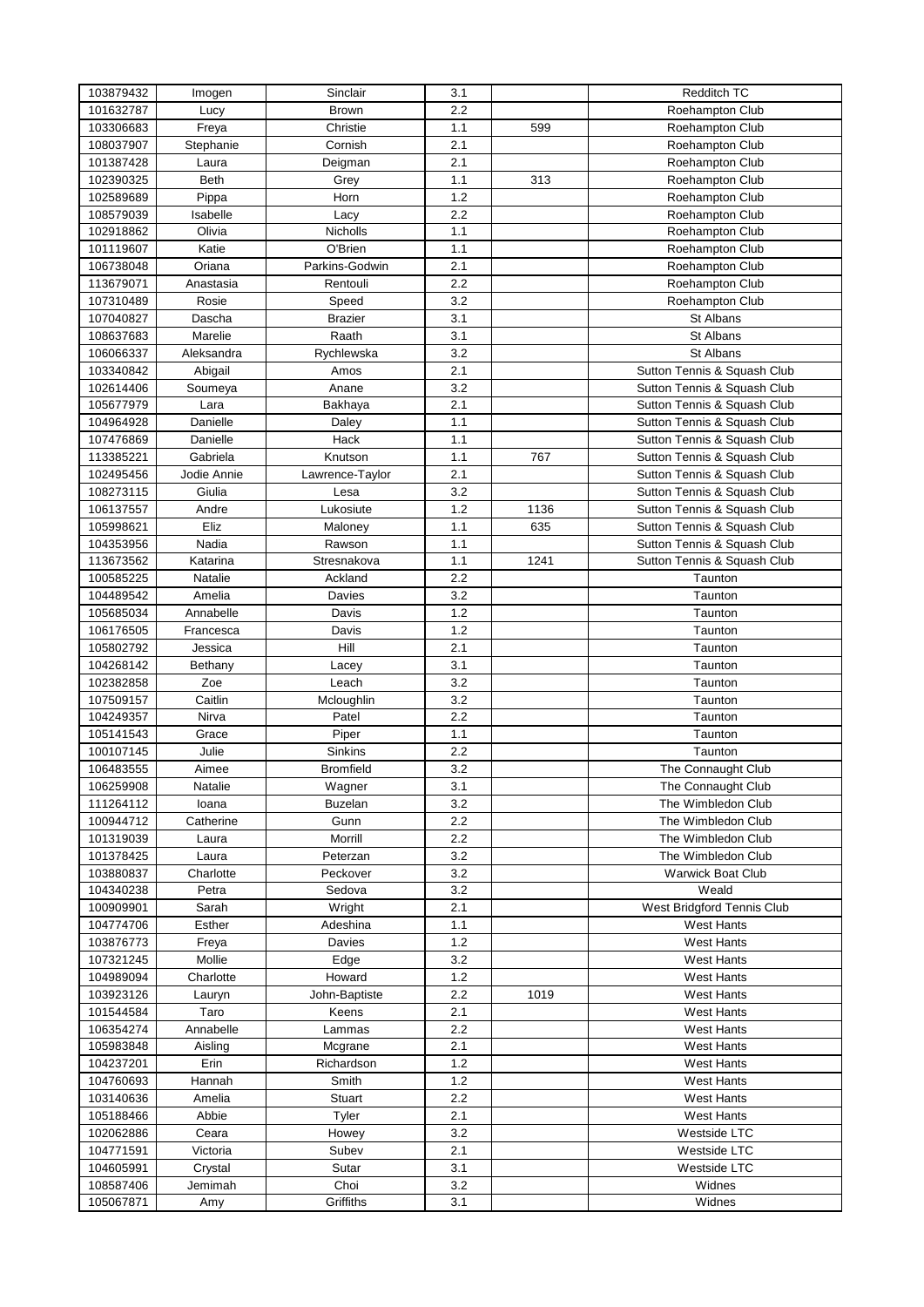| 103879432 | Imogen | Sinclair | 3.1 | | Redditch TC |
|---|---|---|---|---|---|
| 101632787 | Lucy | Brown | 2.2 | | Roehampton Club |
| 103306683 | Freya | Christie | 1.1 | 599 | Roehampton Club |
| 108037907 | Stephanie | Cornish | 2.1 | | Roehampton Club |
| 101387428 | Laura | Deigman | 2.1 | | Roehampton Club |
| 102390325 | Beth | Grey | 1.1 | 313 | Roehampton Club |
| 102589689 | Pippa | Horn | 1.2 | | Roehampton Club |
| 108579039 | Isabelle | Lacy | 2.2 | | Roehampton Club |
| 102918862 | Olivia | Nicholls | 1.1 | | Roehampton Club |
| 101119607 | Katie | O'Brien | 1.1 | | Roehampton Club |
| 106738048 | Oriana | Parkins-Godwin | 2.1 | | Roehampton Club |
| 113679071 | Anastasia | Rentouli | 2.2 | | Roehampton Club |
| 107310489 | Rosie | Speed | 3.2 | | Roehampton Club |
| 107040827 | Dascha | Brazier | 3.1 | | St Albans |
| 108637683 | Marelie | Raath | 3.1 | | St Albans |
| 106066337 | Aleksandra | Rychlewska | 3.2 | | St Albans |
| 103340842 | Abigail | Amos | 2.1 | | Sutton Tennis & Squash Club |
| 102614406 | Soumeya | Anane | 3.2 | | Sutton Tennis & Squash Club |
| 105677979 | Lara | Bakhaya | 2.1 | | Sutton Tennis & Squash Club |
| 104964928 | Danielle | Daley | 1.1 | | Sutton Tennis & Squash Club |
| 107476869 | Danielle | Hack | 1.1 | | Sutton Tennis & Squash Club |
| 113385221 | Gabriela | Knutson | 1.1 | 767 | Sutton Tennis & Squash Club |
| 102495456 | Jodie Annie | Lawrence-Taylor | 2.1 | | Sutton Tennis & Squash Club |
| 108273115 | Giulia | Lesa | 3.2 | | Sutton Tennis & Squash Club |
| 106137557 | Andre | Lukosiute | 1.2 | 1136 | Sutton Tennis & Squash Club |
| 105998621 | Eliz | Maloney | 1.1 | 635 | Sutton Tennis & Squash Club |
| 104353956 | Nadia | Rawson | 1.1 | | Sutton Tennis & Squash Club |
| 113673562 | Katarina | Stresnakova | 1.1 | 1241 | Sutton Tennis & Squash Club |
| 100585225 | Natalie | Ackland | 2.2 | | Taunton |
| 104489542 | Amelia | Davies | 3.2 | | Taunton |
| 105685034 | Annabelle | Davis | 1.2 | | Taunton |
| 106176505 | Francesca | Davis | 1.2 | | Taunton |
| 105802792 | Jessica | Hill | 2.1 | | Taunton |
| 104268142 | Bethany | Lacey | 3.1 | | Taunton |
| 102382858 | Zoe | Leach | 3.2 | | Taunton |
| 107509157 | Caitlin | Mcloughlin | 3.2 | | Taunton |
| 104249357 | Nirva | Patel | 2.2 | | Taunton |
| 105141543 | Grace | Piper | 1.1 | | Taunton |
| 100107145 | Julie | Sinkins | 2.2 | | Taunton |
| 106483555 | Aimee | Bromfield | 3.2 | | The Connaught Club |
| 106259908 | Natalie | Wagner | 3.1 | | The Connaught Club |
| 111264112 | Ioana | Buzelan | 3.2 | | The Wimbledon Club |
| 100944712 | Catherine | Gunn | 2.2 | | The Wimbledon Club |
| 101319039 | Laura | Morrill | 2.2 | | The Wimbledon Club |
| 101378425 | Laura | Peterzan | 3.2 | | The Wimbledon Club |
| 103880837 | Charlotte | Peckover | 3.2 | | Warwick Boat Club |
| 104340238 | Petra | Sedova | 3.2 | | Weald |
| 100909901 | Sarah | Wright | 2.1 | | West Bridgford Tennis Club |
| 104774706 | Esther | Adeshina | 1.1 | | West Hants |
| 103876773 | Freya | Davies | 1.2 | | West Hants |
| 107321245 | Mollie | Edge | 3.2 | | West Hants |
| 104989094 | Charlotte | Howard | 1.2 | | West Hants |
| 103923126 | Lauryn | John-Baptiste | 2.2 | 1019 | West Hants |
| 101544584 | Taro | Keens | 2.1 | | West Hants |
| 106354274 | Annabelle | Lammas | 2.2 | | West Hants |
| 105983848 | Aisling | Mcgrane | 2.1 | | West Hants |
| 104237201 | Erin | Richardson | 1.2 | | West Hants |
| 104760693 | Hannah | Smith | 1.2 | | West Hants |
| 103140636 | Amelia | Stuart | 2.2 | | West Hants |
| 105188466 | Abbie | Tyler | 2.1 | | West Hants |
| 102062886 | Ceara | Howey | 3.2 | | Westside LTC |
| 104771591 | Victoria | Subev | 2.1 | | Westside LTC |
| 104605991 | Crystal | Sutar | 3.1 | | Westside LTC |
| 108587406 | Jemimah | Choi | 3.2 | | Widnes |
| 105067871 | Amy | Griffiths | 3.1 | | Widnes |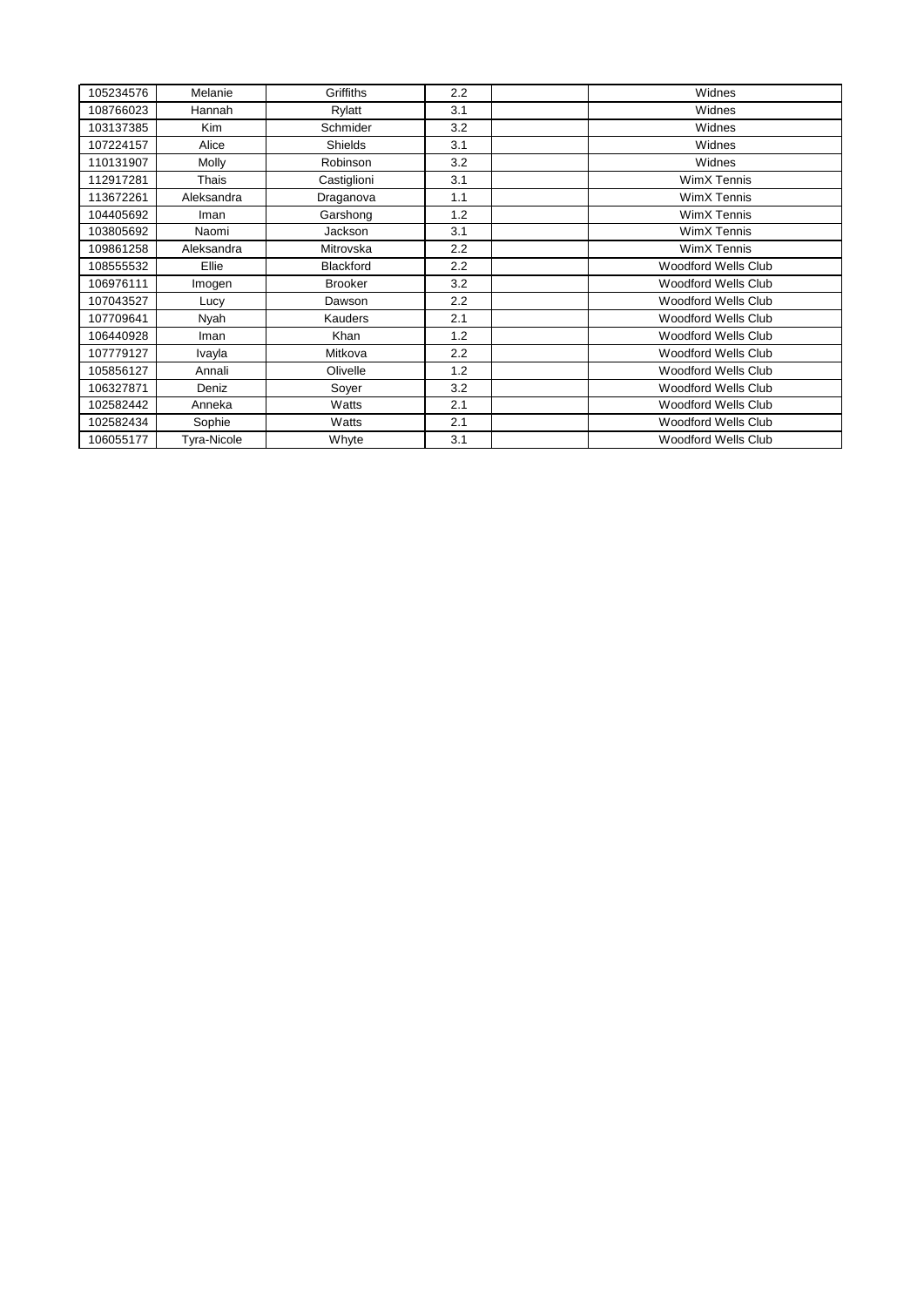| | | | | | |
|---|---|---|---|---|---|
| 105234576 | Melanie | Griffiths | 2.2 | | Widnes |
| 108766023 | Hannah | Rylatt | 3.1 | | Widnes |
| 103137385 | Kim | Schmider | 3.2 | | Widnes |
| 107224157 | Alice | Shields | 3.1 | | Widnes |
| 110131907 | Molly | Robinson | 3.2 | | Widnes |
| 112917281 | Thais | Castiglioni | 3.1 | | WimX Tennis |
| 113672261 | Aleksandra | Draganova | 1.1 | | WimX Tennis |
| 104405692 | Iman | Garshong | 1.2 | | WimX Tennis |
| 103805692 | Naomi | Jackson | 3.1 | | WimX Tennis |
| 109861258 | Aleksandra | Mitrovska | 2.2 | | WimX Tennis |
| 108555532 | Ellie | Blackford | 2.2 | | Woodford Wells Club |
| 106976111 | Imogen | Brooker | 3.2 | | Woodford Wells Club |
| 107043527 | Lucy | Dawson | 2.2 | | Woodford Wells Club |
| 107709641 | Nyah | Kauders | 2.1 | | Woodford Wells Club |
| 106440928 | Iman | Khan | 1.2 | | Woodford Wells Club |
| 107779127 | Ivayla | Mitkova | 2.2 | | Woodford Wells Club |
| 105856127 | Annali | Olivelle | 1.2 | | Woodford Wells Club |
| 106327871 | Deniz | Soyer | 3.2 | | Woodford Wells Club |
| 102582442 | Anneka | Watts | 2.1 | | Woodford Wells Club |
| 102582434 | Sophie | Watts | 2.1 | | Woodford Wells Club |
| 106055177 | Tyra-Nicole | Whyte | 3.1 | | Woodford Wells Club |